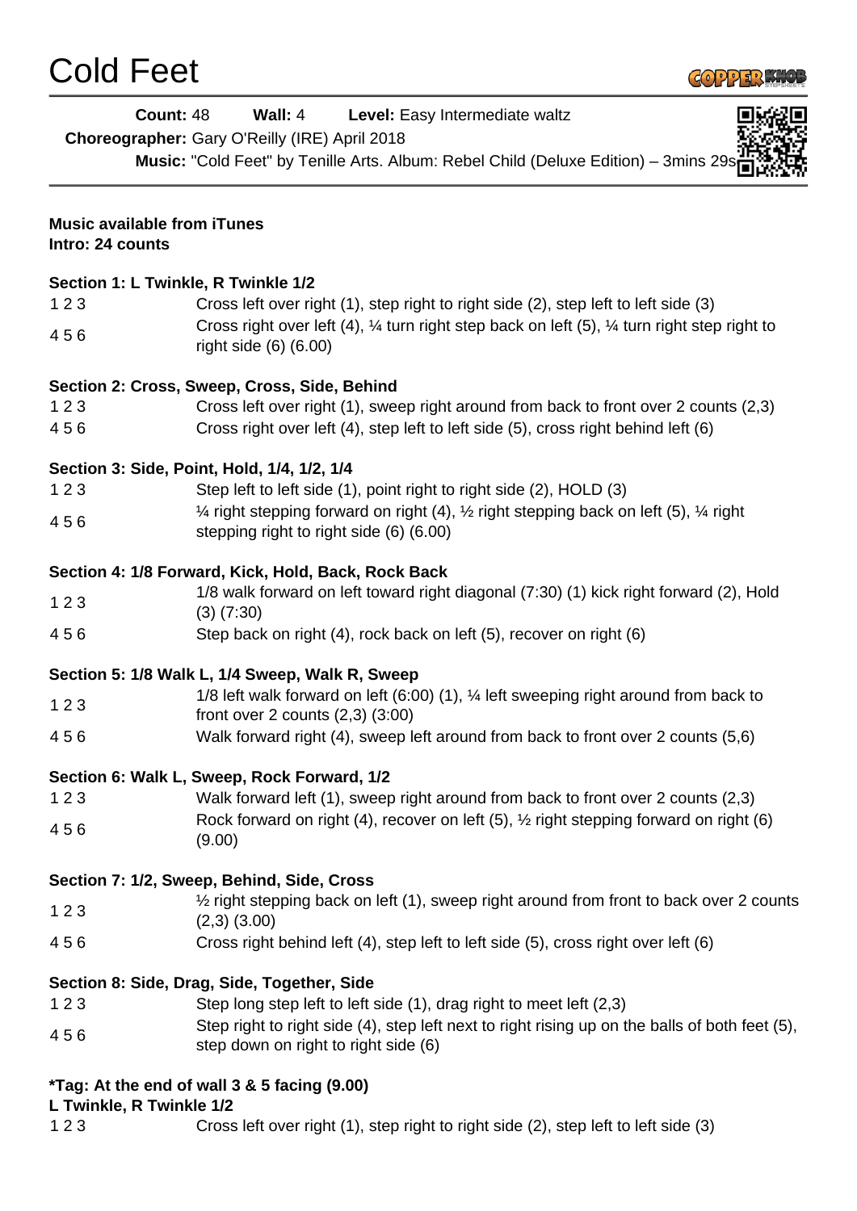# Cold Feet

**Count:** 48 **Wall:** 4 **Level:** Easy Intermediate waltz

**Choreographer:** Gary O'Reilly (IRE) April 2018

**Music:** "Cold Feet" by Tenille Arts. Album: Rebel Child (Deluxe Edition) – 3mins 29s

**Music available from iTunes**
**Intro: 24 counts**

**Section 1: L Twinkle, R Twinkle 1/2**

| | |
|---|---|
| 1 2 3 | Cross left over right (1), step right to right side (2), step left to left side (3) |
| 4 5 6 | Cross right over left (4), ¼ turn right step back on left (5), ¼ turn right step right to right side (6) (6.00) |

**Section 2: Cross, Sweep, Cross, Side, Behind**

| | |
|---|---|
| 1 2 3 | Cross left over right (1), sweep right around from back to front over 2 counts (2,3) |
| 4 5 6 | Cross right over left (4), step left to left side (5), cross right behind left (6) |

**Section 3: Side, Point, Hold, 1/4, 1/2, 1/4**

| | |
|---|---|
| 1 2 3 | Step left to left side (1), point right to right side (2), HOLD (3) |
| 4 5 6 | ¼ right stepping forward on right (4), ½ right stepping back on left (5), ¼ right stepping right to right side (6) (6.00) |

**Section 4: 1/8 Forward, Kick, Hold, Back, Rock Back**

| | |
|---|---|
| 1 2 3 | 1/8 walk forward on left toward right diagonal (7:30) (1) kick right forward (2), Hold (3) (7:30) |
| 4 5 6 | Step back on right (4), rock back on left (5), recover on right (6) |

**Section 5: 1/8 Walk L, 1/4 Sweep, Walk R, Sweep**

| | |
|---|---|
| 1 2 3 | 1/8 left walk forward on left (6:00) (1), ¼ left sweeping right around from back to front over 2 counts (2,3) (3:00) |
| 4 5 6 | Walk forward right (4), sweep left around from back to front over 2 counts (5,6) |

**Section 6: Walk L, Sweep, Rock Forward, 1/2**

| | |
|---|---|
| 1 2 3 | Walk forward left (1), sweep right around from back to front over 2 counts (2,3) |
| 4 5 6 | Rock forward on right (4), recover on left (5), ½ right stepping forward on right (6) (9.00) |

**Section 7: 1/2, Sweep, Behind, Side, Cross**

| | |
|---|---|
| 1 2 3 | ½ right stepping back on left (1), sweep right around from front to back over 2 counts (2,3) (3.00) |
| 4 5 6 | Cross right behind left (4), step left to left side (5), cross right over left (6) |

**Section 8: Side, Drag, Side, Together, Side**

| | |
|---|---|
| 1 2 3 | Step long step left to left side (1), drag right to meet left (2,3) |
| 4 5 6 | Step right to right side (4), step left next to right rising up on the balls of both feet (5), step down on right to right side (6) |

**\*Tag: At the end of wall 3 & 5 facing (9.00)**
**L Twinkle, R Twinkle 1/2**

| | |
|---|---|
| 1 2 3 | Cross left over right (1), step right to right side (2), step left to left side (3) |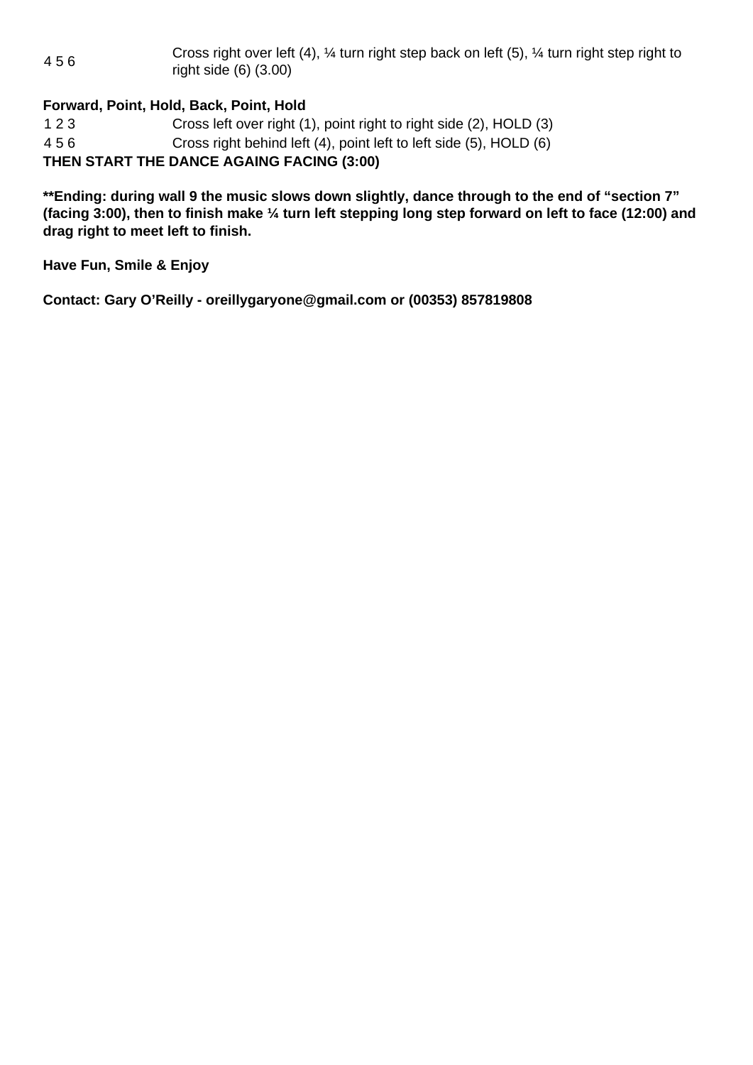| | |
|---|---|
| 4 5 6 | Cross right over left (4), ¼ turn right step back on left (5), ¼ turn right step right to right side (6) (3.00) |

**Forward, Point, Hold, Back, Point, Hold**

| | |
|---|---|
| 1 2 3 | Cross left over right (1), point right to right side (2), HOLD (3) |
| 4 5 6 | Cross right behind left (4), point left to left side (5), HOLD (6) |

**THEN START THE DANCE AGAING FACING (3:00)**

**\*\*Ending: during wall 9 the music slows down slightly, dance through to the end of "section 7" (facing 3:00), then to finish make ¼ turn left stepping long step forward on left to face (12:00) and drag right to meet left to finish.**

**Have Fun, Smile & Enjoy**

**Contact: Gary O'Reilly - oreillygaryone@gmail.com or (00353) 857819808**